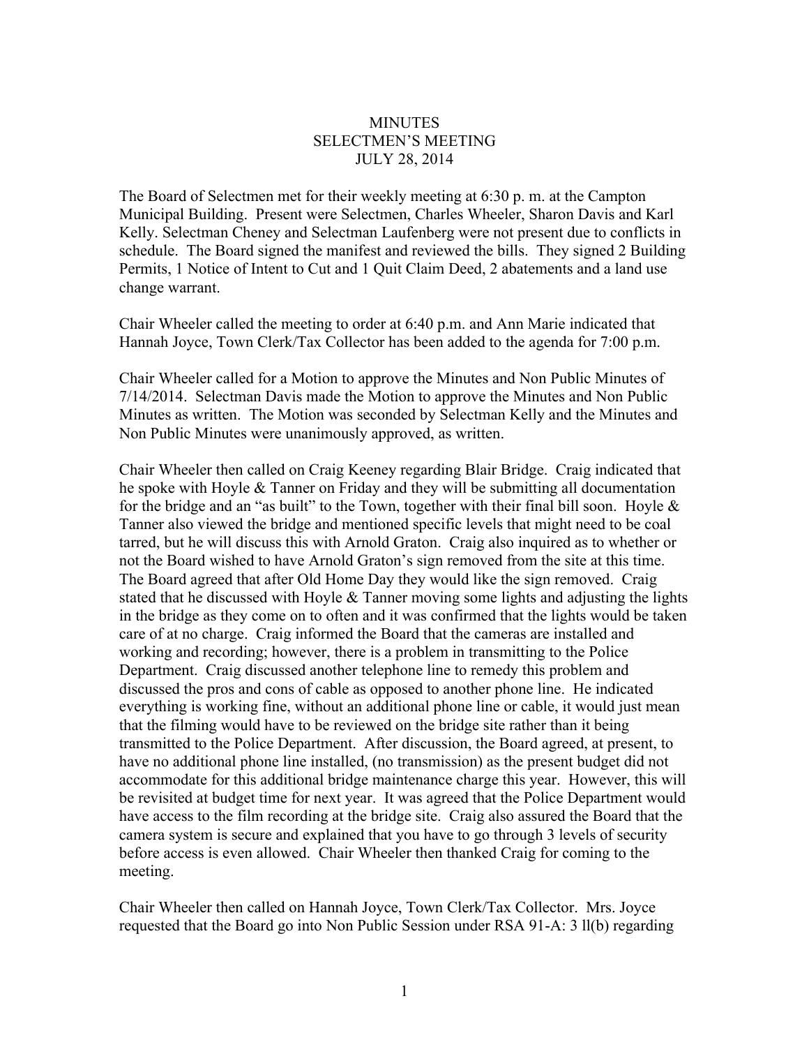# MINUTES
## SELECTMEN'S MEETING
### JULY 28, 2014

The Board of Selectmen met for their weekly meeting at 6:30 p. m. at the Campton Municipal Building. Present were Selectmen, Charles Wheeler, Sharon Davis and Karl Kelly. Selectman Cheney and Selectman Laufenberg were not present due to conflicts in schedule. The Board signed the manifest and reviewed the bills. They signed 2 Building Permits, 1 Notice of Intent to Cut and 1 Quit Claim Deed, 2 abatements and a land use change warrant.

Chair Wheeler called the meeting to order at 6:40 p.m. and Ann Marie indicated that Hannah Joyce, Town Clerk/Tax Collector has been added to the agenda for 7:00 p.m.

Chair Wheeler called for a Motion to approve the Minutes and Non Public Minutes of 7/14/2014. Selectman Davis made the Motion to approve the Minutes and Non Public Minutes as written. The Motion was seconded by Selectman Kelly and the Minutes and Non Public Minutes were unanimously approved, as written.

Chair Wheeler then called on Craig Keeney regarding Blair Bridge. Craig indicated that he spoke with Hoyle & Tanner on Friday and they will be submitting all documentation for the bridge and an "as built" to the Town, together with their final bill soon. Hoyle & Tanner also viewed the bridge and mentioned specific levels that might need to be coal tarred, but he will discuss this with Arnold Graton. Craig also inquired as to whether or not the Board wished to have Arnold Graton's sign removed from the site at this time. The Board agreed that after Old Home Day they would like the sign removed. Craig stated that he discussed with Hoyle & Tanner moving some lights and adjusting the lights in the bridge as they come on to often and it was confirmed that the lights would be taken care of at no charge. Craig informed the Board that the cameras are installed and working and recording; however, there is a problem in transmitting to the Police Department. Craig discussed another telephone line to remedy this problem and discussed the pros and cons of cable as opposed to another phone line. He indicated everything is working fine, without an additional phone line or cable, it would just mean that the filming would have to be reviewed on the bridge site rather than it being transmitted to the Police Department. After discussion, the Board agreed, at present, to have no additional phone line installed, (no transmission) as the present budget did not accommodate for this additional bridge maintenance charge this year. However, this will be revisited at budget time for next year. It was agreed that the Police Department would have access to the film recording at the bridge site. Craig also assured the Board that the camera system is secure and explained that you have to go through 3 levels of security before access is even allowed. Chair Wheeler then thanked Craig for coming to the meeting.

Chair Wheeler then called on Hannah Joyce, Town Clerk/Tax Collector. Mrs. Joyce requested that the Board go into Non Public Session under RSA 91-A: 3 ll(b) regarding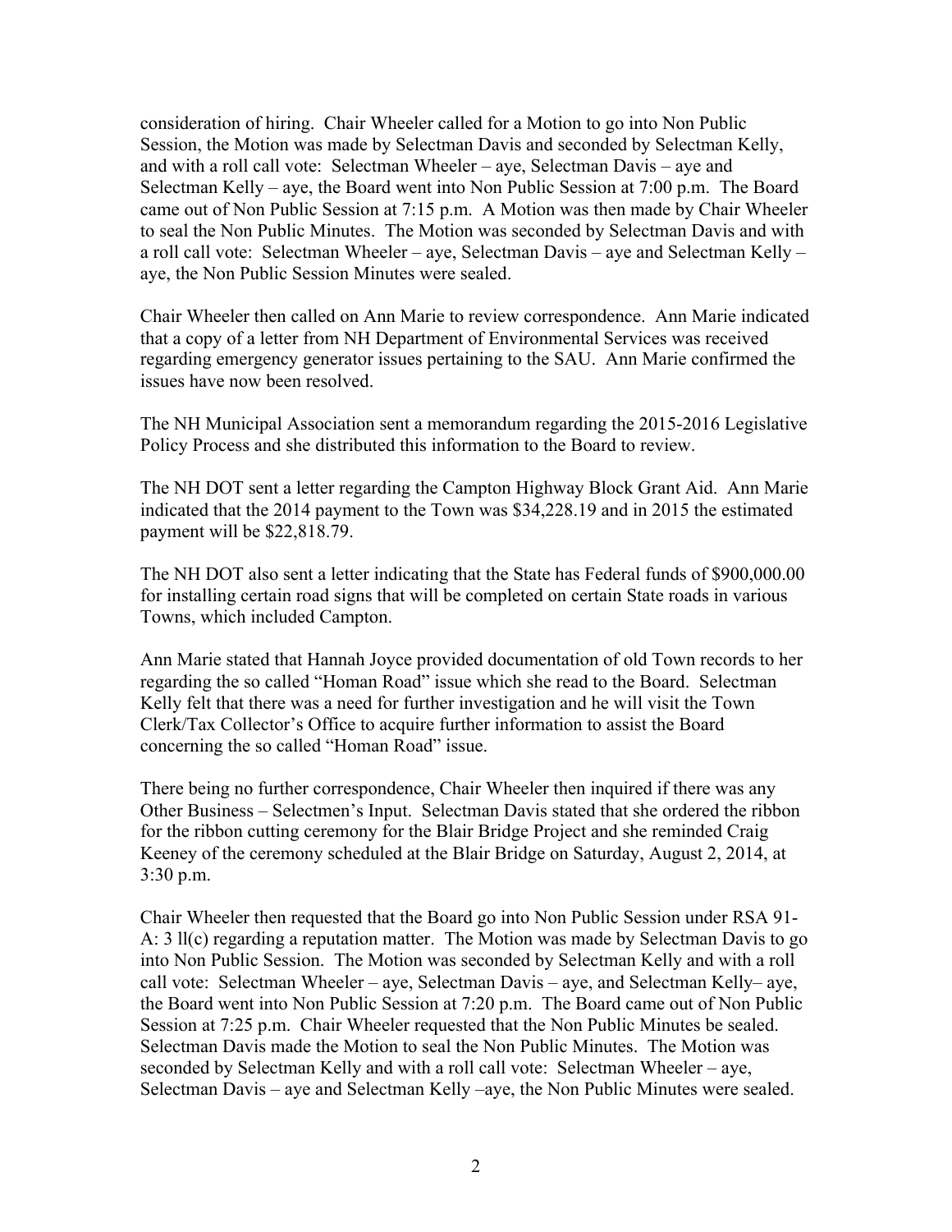consideration of hiring. Chair Wheeler called for a Motion to go into Non Public Session, the Motion was made by Selectman Davis and seconded by Selectman Kelly, and with a roll call vote: Selectman Wheeler – aye, Selectman Davis – aye and Selectman Kelly – aye, the Board went into Non Public Session at 7:00 p.m. The Board came out of Non Public Session at 7:15 p.m. A Motion was then made by Chair Wheeler to seal the Non Public Minutes. The Motion was seconded by Selectman Davis and with a roll call vote: Selectman Wheeler – aye, Selectman Davis – aye and Selectman Kelly – aye, the Non Public Session Minutes were sealed.

Chair Wheeler then called on Ann Marie to review correspondence. Ann Marie indicated that a copy of a letter from NH Department of Environmental Services was received regarding emergency generator issues pertaining to the SAU. Ann Marie confirmed the issues have now been resolved.

The NH Municipal Association sent a memorandum regarding the 2015-2016 Legislative Policy Process and she distributed this information to the Board to review.

The NH DOT sent a letter regarding the Campton Highway Block Grant Aid. Ann Marie indicated that the 2014 payment to the Town was $34,228.19 and in 2015 the estimated payment will be $22,818.79.

The NH DOT also sent a letter indicating that the State has Federal funds of $900,000.00 for installing certain road signs that will be completed on certain State roads in various Towns, which included Campton.

Ann Marie stated that Hannah Joyce provided documentation of old Town records to her regarding the so called "Homan Road" issue which she read to the Board. Selectman Kelly felt that there was a need for further investigation and he will visit the Town Clerk/Tax Collector's Office to acquire further information to assist the Board concerning the so called "Homan Road" issue.

There being no further correspondence, Chair Wheeler then inquired if there was any Other Business – Selectmen's Input. Selectman Davis stated that she ordered the ribbon for the ribbon cutting ceremony for the Blair Bridge Project and she reminded Craig Keeney of the ceremony scheduled at the Blair Bridge on Saturday, August 2, 2014, at 3:30 p.m.

Chair Wheeler then requested that the Board go into Non Public Session under RSA 91-A: 3 ll(c) regarding a reputation matter. The Motion was made by Selectman Davis to go into Non Public Session. The Motion was seconded by Selectman Kelly and with a roll call vote: Selectman Wheeler – aye, Selectman Davis – aye, and Selectman Kelly– aye, the Board went into Non Public Session at 7:20 p.m. The Board came out of Non Public Session at 7:25 p.m. Chair Wheeler requested that the Non Public Minutes be sealed. Selectman Davis made the Motion to seal the Non Public Minutes. The Motion was seconded by Selectman Kelly and with a roll call vote: Selectman Wheeler – aye, Selectman Davis – aye and Selectman Kelly –aye, the Non Public Minutes were sealed.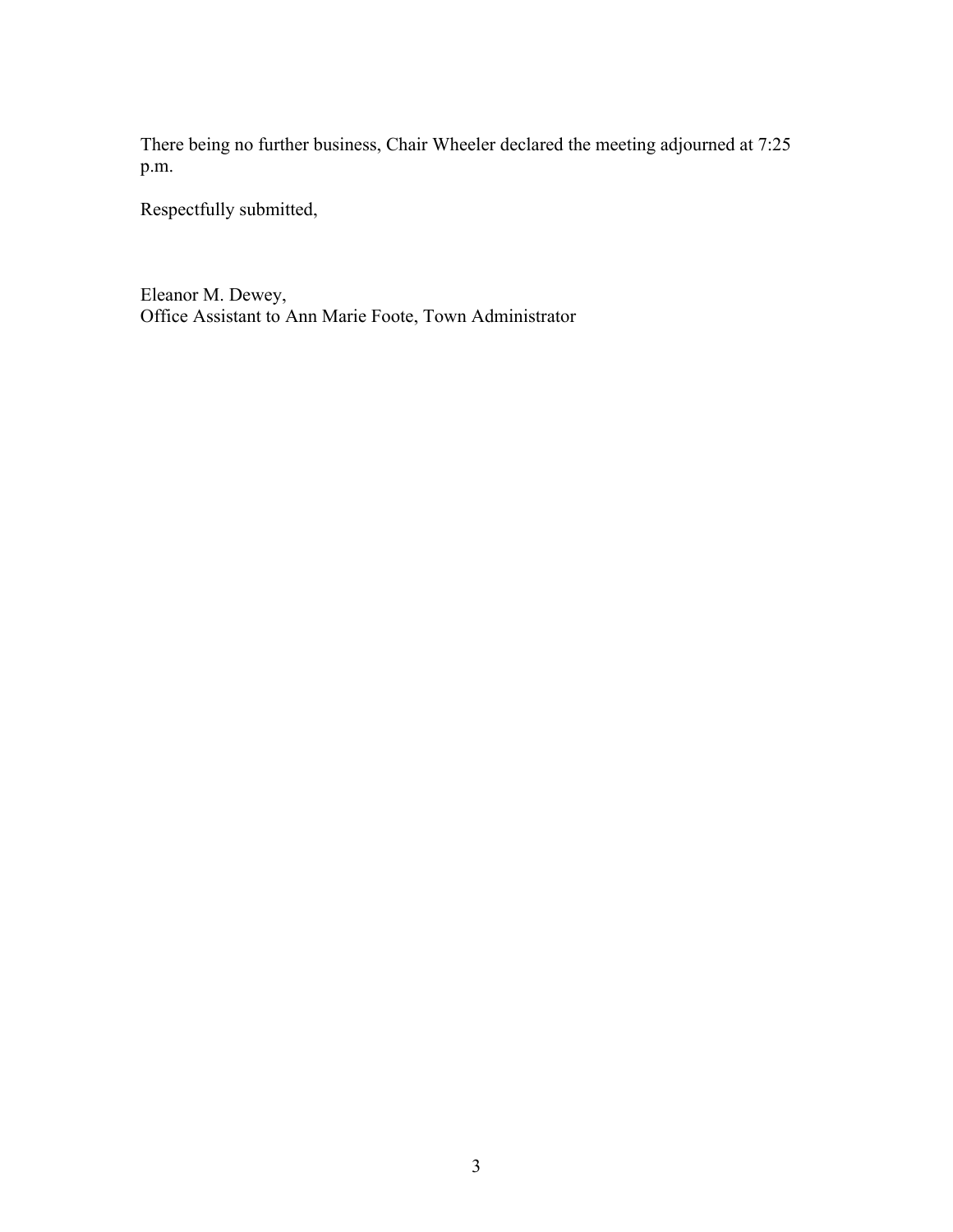There being no further business, Chair Wheeler declared the meeting adjourned at 7:25 p.m.

Respectfully submitted,

Eleanor M. Dewey,
Office Assistant to Ann Marie Foote, Town Administrator